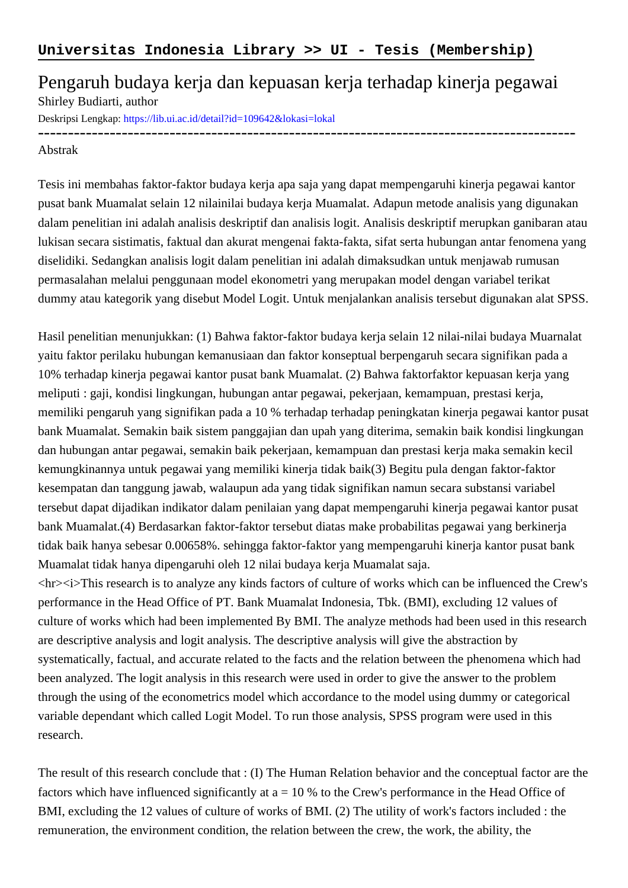**Universitas Indonesia Library >> UI - Tesis (Membership)**

# Pengaruh budaya kerja dan kepuasan kerja terhadap kinerja pegawai

Shirley Budiarti, author

Deskripsi Lengkap: https://lib.ui.ac.id/detail?id=109642&lokasi=lokal

------------------------------------------------------------------------------------------

Abstrak

Tesis ini membahas faktor-faktor budaya kerja apa saja yang dapat mempengaruhi kinerja pegawai kantor pusat bank Muamalat selain 12 nilainilai budaya kerja Muamalat. Adapun metode analisis yang digunakan dalam penelitian ini adalah analisis deskriptif dan analisis logit. Analisis deskriptif merupkan ganibaran atau lukisan secara sistimatis, faktual dan akurat mengenai fakta-fakta, sifat serta hubungan antar fenomena yang diselidiki. Sedangkan analisis logit dalam penelitian ini adalah dimaksudkan untuk menjawab rumusan permasalahan melalui penggunaan model ekonometri yang merupakan model dengan variabel terikat dummy atau kategorik yang disebut Model Logit. Untuk menjalankan analisis tersebut digunakan alat SPSS.

Hasil penelitian menunjukkan: (1) Bahwa faktor-faktor budaya kerja selain 12 nilai-nilai budaya Muarnalat yaitu faktor perilaku hubungan kemanusiaan dan faktor konseptual berpengaruh secara signifikan pada a 10% terhadap kinerja pegawai kantor pusat bank Muamalat. (2) Bahwa faktorfaktor kepuasan kerja yang meliputi : gaji, kondisi lingkungan, hubungan antar pegawai, pekerjaan, kemampuan, prestasi kerja, memiliki pengaruh yang signifikan pada a 10 % terhadap terhadap peningkatan kinerja pegawai kantor pusat bank Muamalat. Semakin baik sistem panggajian dan upah yang diterima, semakin baik kondisi lingkungan dan hubungan antar pegawai, semakin baik pekerjaan, kemampuan dan prestasi kerja maka semakin kecil kemungkinannya untuk pegawai yang memiliki kinerja tidak baik(3) Begitu pula dengan faktor-faktor kesempatan dan tanggung jawab, walaupun ada yang tidak signifikan namun secara substansi variabel tersebut dapat dijadikan indikator dalam penilaian yang dapat mempengaruhi kinerja pegawai kantor pusat bank Muamalat.(4) Berdasarkan faktor-faktor tersebut diatas make probabilitas pegawai yang berkinerja tidak baik hanya sebesar 0.00658%. sehingga faktor-faktor yang mempengaruhi kinerja kantor pusat bank Muamalat tidak hanya dipengaruhi oleh 12 nilai budaya kerja Muamalat saja.
<hr><i>This research is to analyze any kinds factors of culture of works which can be influenced the Crew's performance in the Head Office of PT. Bank Muamalat Indonesia, Tbk. (BMI), excluding 12 values of culture of works which had been implemented By BMI. The analyze methods had been used in this research are descriptive analysis and logit analysis. The descriptive analysis will give the abstraction by systematically, factual, and accurate related to the facts and the relation between the phenomena which had been analyzed. The logit analysis in this research were used in order to give the answer to the problem through the using of the econometrics model which accordance to the model using dummy or categorical variable dependant which called Logit Model. To run those analysis, SPSS program were used in this research.

The result of this research conclude that : (I) The Human Relation behavior and the conceptual factor are the factors which have influenced significantly at a = 10 % to the Crew's performance in the Head Office of BMI, excluding the 12 values of culture of works of BMI. (2) The utility of work's factors included : the remuneration, the environment condition, the relation between the crew, the work, the ability, the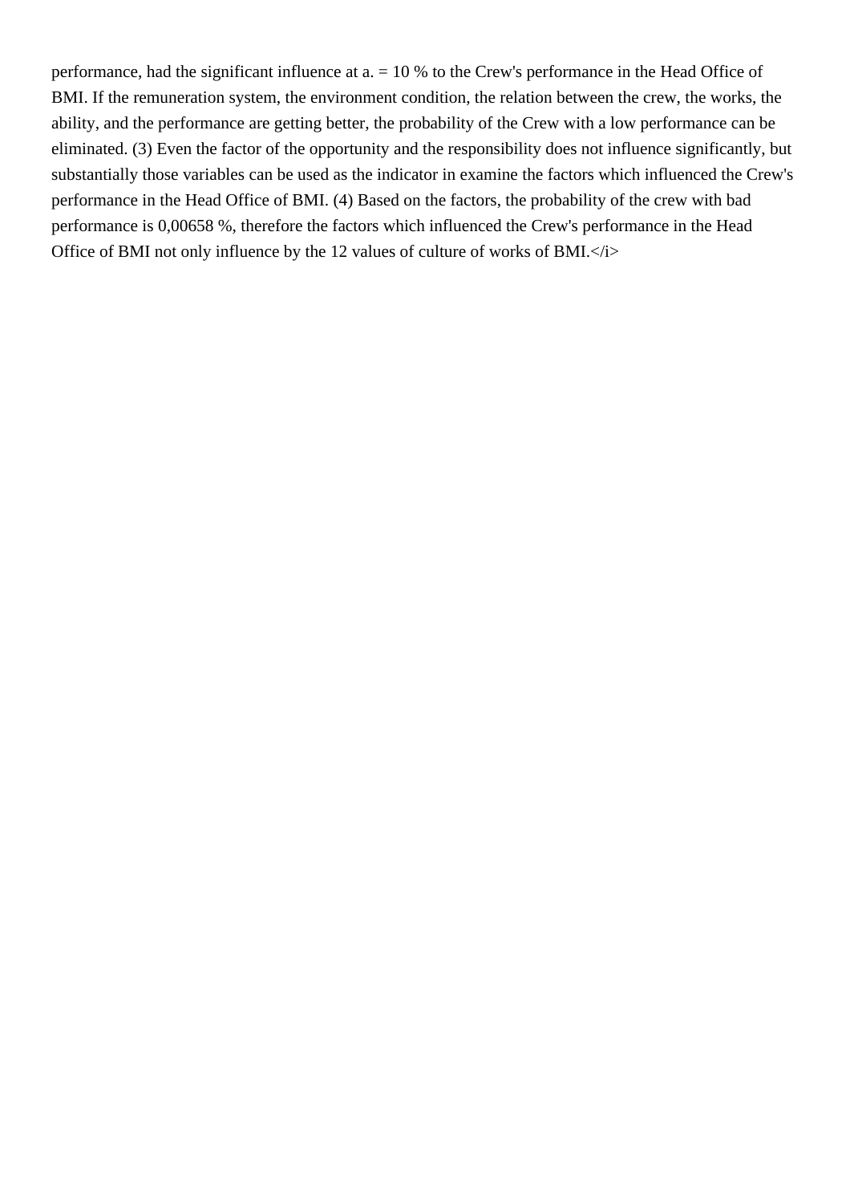performance, had the significant influence at a. = 10 % to the Crew's performance in the Head Office of BMI. If the remuneration system, the environment condition, the relation between the crew, the works, the ability, and the performance are getting better, the probability of the Crew with a low performance can be eliminated. (3) Even the factor of the opportunity and the responsibility does not influence significantly, but substantially those variables can be used as the indicator in examine the factors which influenced the Crew's performance in the Head Office of BMI. (4) Based on the factors, the probability of the crew with bad performance is 0,00658 %, therefore the factors which influenced the Crew's performance in the Head Office of BMI not only influence by the 12 values of culture of works of BMI.</i>